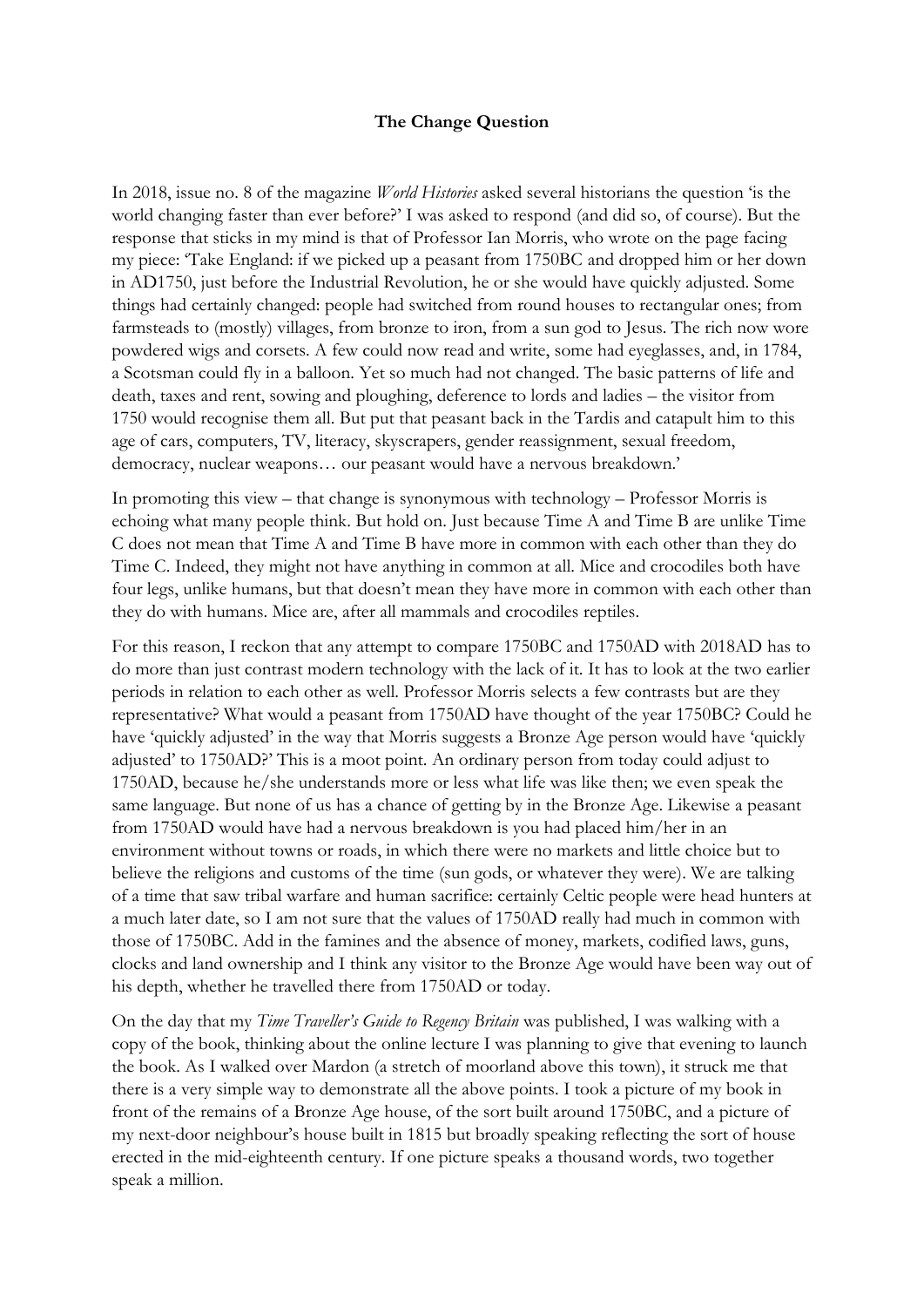**The Change Question**

In 2018, issue no. 8 of the magazine *World Histories* asked several historians the question 'is the world changing faster than ever before?' I was asked to respond (and did so, of course). But the response that sticks in my mind is that of Professor Ian Morris, who wrote on the page facing my piece: 'Take England: if we picked up a peasant from 1750BC and dropped him or her down in AD1750, just before the Industrial Revolution, he or she would have quickly adjusted. Some things had certainly changed: people had switched from round houses to rectangular ones; from farmsteads to (mostly) villages, from bronze to iron, from a sun god to Jesus. The rich now wore powdered wigs and corsets. A few could now read and write, some had eyeglasses, and, in 1784, a Scotsman could fly in a balloon. Yet so much had not changed. The basic patterns of life and death, taxes and rent, sowing and ploughing, deference to lords and ladies – the visitor from 1750 would recognise them all. But put that peasant back in the Tardis and catapult him to this age of cars, computers, TV, literacy, skyscrapers, gender reassignment, sexual freedom, democracy, nuclear weapons… our peasant would have a nervous breakdown.'

In promoting this view – that change is synonymous with technology – Professor Morris is echoing what many people think. But hold on. Just because Time A and Time B are unlike Time C does not mean that Time A and Time B have more in common with each other than they do Time C. Indeed, they might not have anything in common at all. Mice and crocodiles both have four legs, unlike humans, but that doesn't mean they have more in common with each other than they do with humans. Mice are, after all mammals and crocodiles reptiles.

For this reason, I reckon that any attempt to compare 1750BC and 1750AD with 2018AD has to do more than just contrast modern technology with the lack of it. It has to look at the two earlier periods in relation to each other as well. Professor Morris selects a few contrasts but are they representative? What would a peasant from 1750AD have thought of the year 1750BC? Could he have 'quickly adjusted' in the way that Morris suggests a Bronze Age person would have 'quickly adjusted' to 1750AD?' This is a moot point. An ordinary person from today could adjust to 1750AD, because he/she understands more or less what life was like then; we even speak the same language. But none of us has a chance of getting by in the Bronze Age. Likewise a peasant from 1750AD would have had a nervous breakdown is you had placed him/her in an environment without towns or roads, in which there were no markets and little choice but to believe the religions and customs of the time (sun gods, or whatever they were). We are talking of a time that saw tribal warfare and human sacrifice: certainly Celtic people were head hunters at a much later date, so I am not sure that the values of 1750AD really had much in common with those of 1750BC. Add in the famines and the absence of money, markets, codified laws, guns, clocks and land ownership and I think any visitor to the Bronze Age would have been way out of his depth, whether he travelled there from 1750AD or today.

On the day that my *Time Traveller's Guide to Regency Britain* was published, I was walking with a copy of the book, thinking about the online lecture I was planning to give that evening to launch the book. As I walked over Mardon (a stretch of moorland above this town), it struck me that there is a very simple way to demonstrate all the above points. I took a picture of my book in front of the remains of a Bronze Age house, of the sort built around 1750BC, and a picture of my next-door neighbour's house built in 1815 but broadly speaking reflecting the sort of house erected in the mid-eighteenth century. If one picture speaks a thousand words, two together speak a million.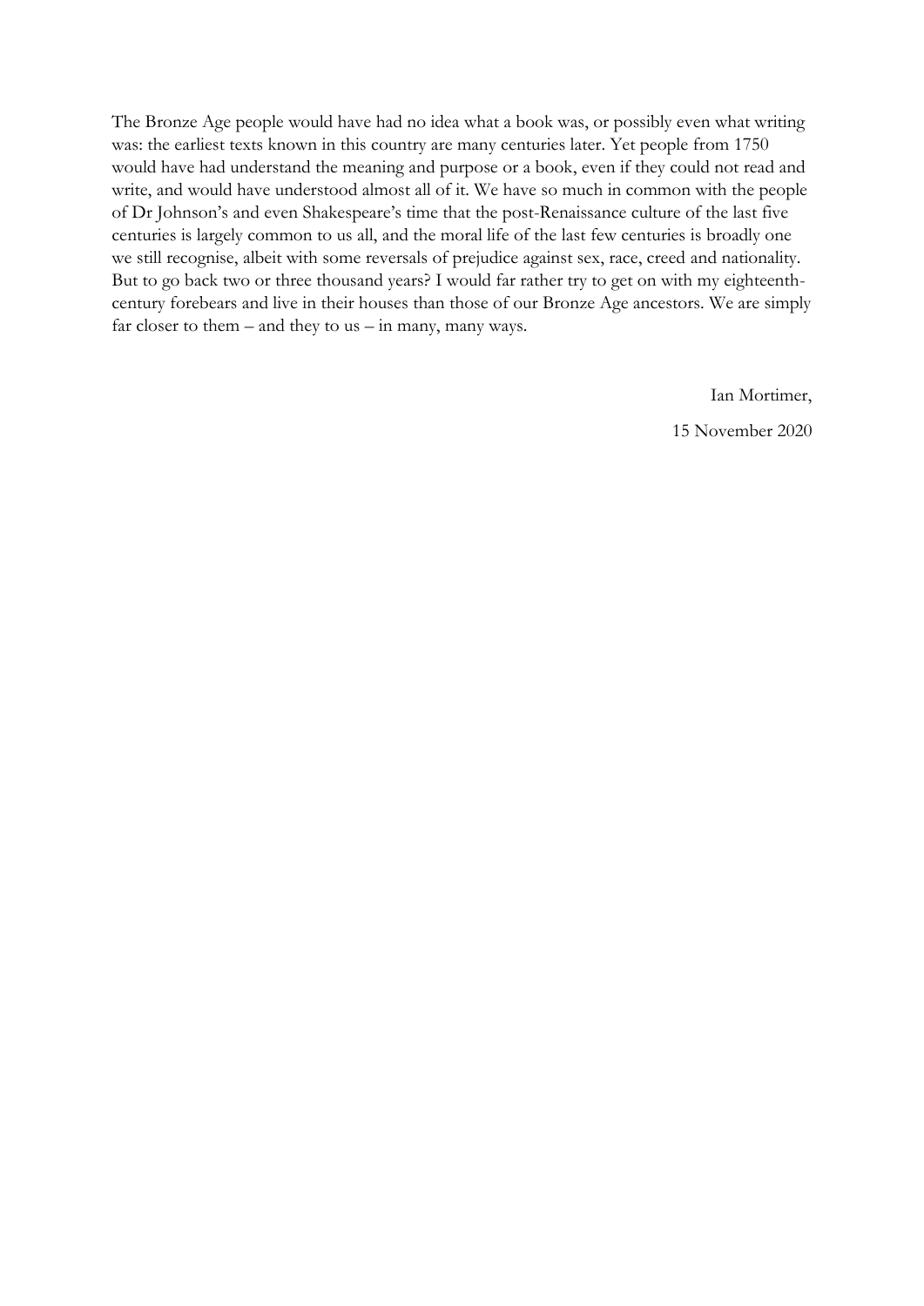The Bronze Age people would have had no idea what a book was, or possibly even what writing was: the earliest texts known in this country are many centuries later. Yet people from 1750 would have had understand the meaning and purpose or a book, even if they could not read and write, and would have understood almost all of it. We have so much in common with the people of Dr Johnson's and even Shakespeare's time that the post-Renaissance culture of the last five centuries is largely common to us all, and the moral life of the last few centuries is broadly one we still recognise, albeit with some reversals of prejudice against sex, race, creed and nationality. But to go back two or three thousand years? I would far rather try to get on with my eighteenth-century forebears and live in their houses than those of our Bronze Age ancestors. We are simply far closer to them – and they to us – in many, many ways.

Ian Mortimer,

15 November 2020